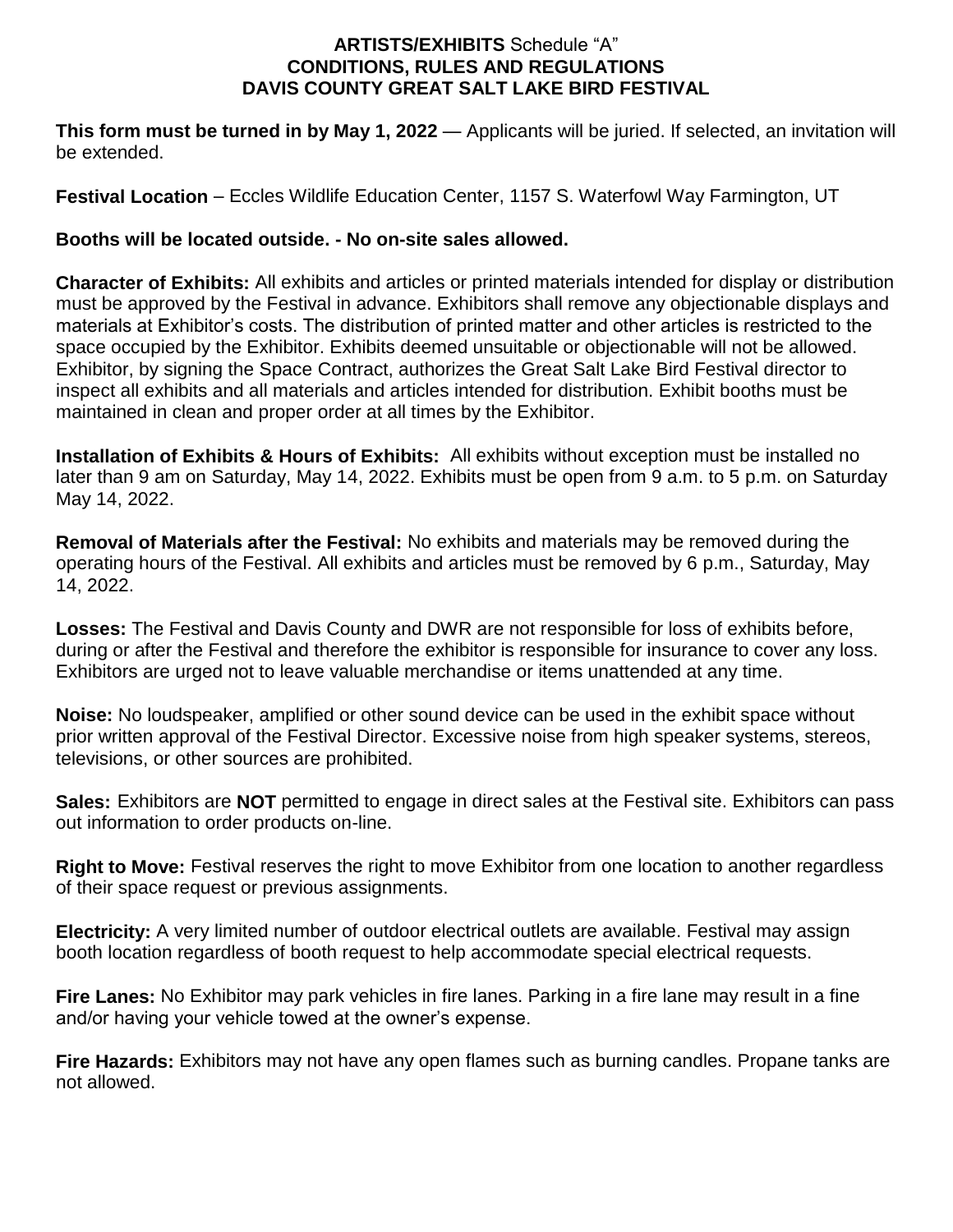# **ARTISTS/EXHIBITS** Schedule "A"
# **CONDITIONS, RULES AND REGULATIONS**
# **DAVIS COUNTY GREAT SALT LAKE BIRD FESTIVAL**

**This form must be turned in by May 1, 2022** — Applicants will be juried. If selected, an invitation will be extended.

**Festival Location** – Eccles Wildlife Education Center, 1157 S. Waterfowl Way Farmington, UT

**Booths will be located outside. - No on-site sales allowed.**

**Character of Exhibits:** All exhibits and articles or printed materials intended for display or distribution must be approved by the Festival in advance. Exhibitors shall remove any objectionable displays and materials at Exhibitor's costs. The distribution of printed matter and other articles is restricted to the space occupied by the Exhibitor. Exhibits deemed unsuitable or objectionable will not be allowed. Exhibitor, by signing the Space Contract, authorizes the Great Salt Lake Bird Festival director to inspect all exhibits and all materials and articles intended for distribution. Exhibit booths must be maintained in clean and proper order at all times by the Exhibitor.

**Installation of Exhibits & Hours of Exhibits:** All exhibits without exception must be installed no later than 9 am on Saturday, May 14, 2022. Exhibits must be open from 9 a.m. to 5 p.m. on Saturday May 14, 2022.

**Removal of Materials after the Festival:** No exhibits and materials may be removed during the operating hours of the Festival. All exhibits and articles must be removed by 6 p.m., Saturday, May 14, 2022.

**Losses:** The Festival and Davis County and DWR are not responsible for loss of exhibits before, during or after the Festival and therefore the exhibitor is responsible for insurance to cover any loss. Exhibitors are urged not to leave valuable merchandise or items unattended at any time.

**Noise:** No loudspeaker, amplified or other sound device can be used in the exhibit space without prior written approval of the Festival Director. Excessive noise from high speaker systems, stereos, televisions, or other sources are prohibited.

**Sales:** Exhibitors are **NOT** permitted to engage in direct sales at the Festival site. Exhibitors can pass out information to order products on-line.

**Right to Move:** Festival reserves the right to move Exhibitor from one location to another regardless of their space request or previous assignments.

**Electricity:** A very limited number of outdoor electrical outlets are available. Festival may assign booth location regardless of booth request to help accommodate special electrical requests.

**Fire Lanes:** No Exhibitor may park vehicles in fire lanes. Parking in a fire lane may result in a fine and/or having your vehicle towed at the owner's expense.

**Fire Hazards:** Exhibitors may not have any open flames such as burning candles. Propane tanks are not allowed.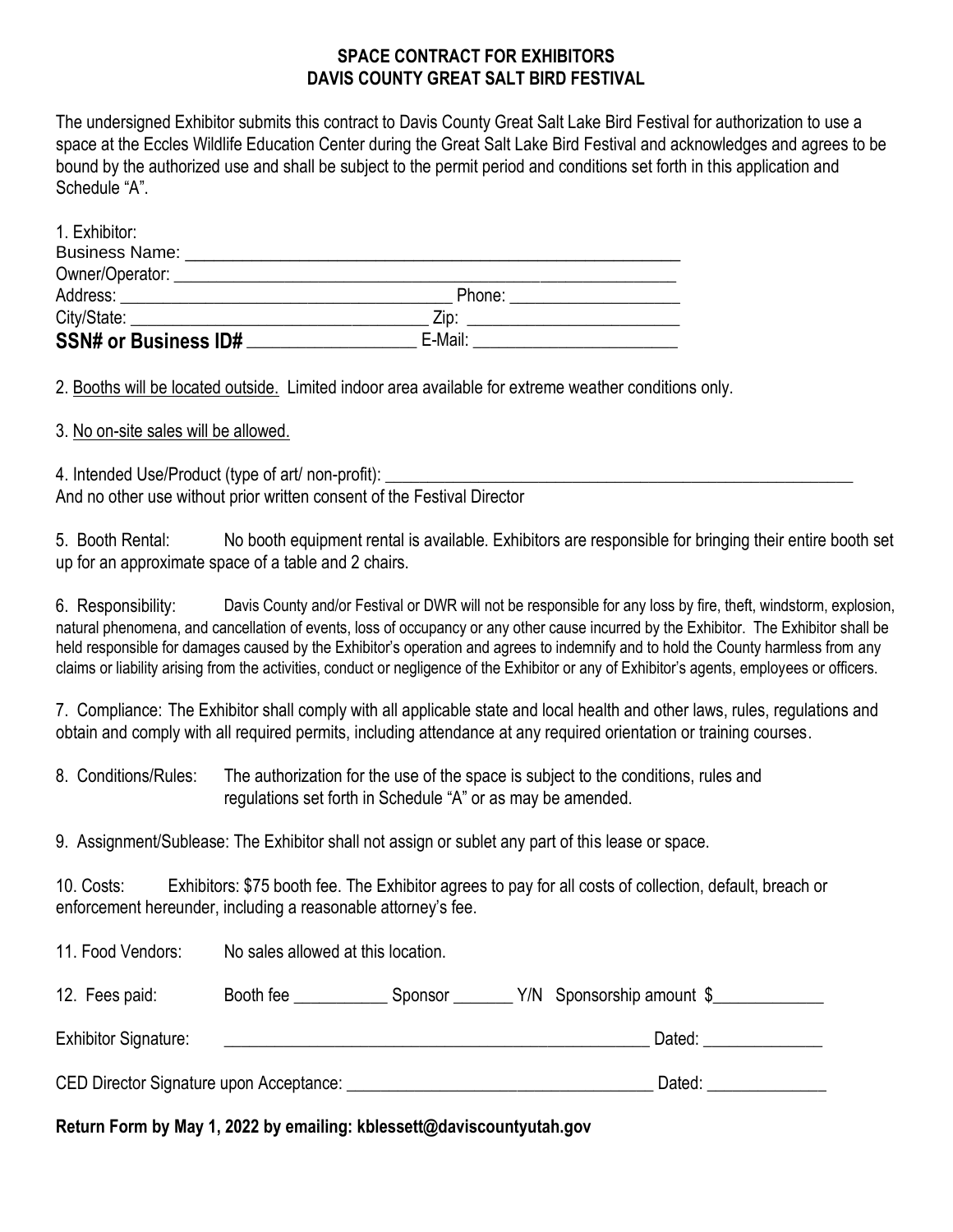# SPACE CONTRACT FOR EXHIBITORS
# DAVIS COUNTY GREAT SALT BIRD FESTIVAL

The undersigned Exhibitor submits this contract to Davis County Great Salt Lake Bird Festival for authorization to use a space at the Eccles Wildlife Education Center during the Great Salt Lake Bird Festival and acknowledges and agrees to be bound by the authorized use and shall be subject to the permit period and conditions set forth in this application and Schedule "A".

1. Exhibitor:

Business Name: ______________________________________________________

Owner/Operator: ______________________________________________________

Address: ____________________________________ Phone: ___________________

City/State: _________________________________ Zip: _______________________

**SSN# or Business ID#** __________________ E-Mail: _______________________

2. <u>Booths will be located outside.</u> Limited indoor area available for extreme weather conditions only.

3. <u>No on-site sales will be allowed.</u>

4. Intended Use/Product (type of art/ non-profit): _________________________________________________________
And no other use without prior written consent of the Festival Director

5. Booth Rental: No booth equipment rental is available. Exhibitors are responsible for bringing their entire booth set up for an approximate space of a table and 2 chairs.

6. Responsibility: Davis County and/or Festival or DWR will not be responsible for any loss by fire, theft, windstorm, explosion, natural phenomena, and cancellation of events, loss of occupancy or any other cause incurred by the Exhibitor. The Exhibitor shall be held responsible for damages caused by the Exhibitor's operation and agrees to indemnify and to hold the County harmless from any claims or liability arising from the activities, conduct or negligence of the Exhibitor or any of Exhibitor's agents, employees or officers.

7. Compliance: The Exhibitor shall comply with all applicable state and local health and other laws, rules, regulations and obtain and comply with all required permits, including attendance at any required orientation or training courses.

8. Conditions/Rules: The authorization for the use of the space is subject to the conditions, rules and regulations set forth in Schedule "A" or as may be amended.

9. Assignment/Sublease: The Exhibitor shall not assign or sublet any part of this lease or space.

10. Costs: Exhibitors: $75 booth fee. The Exhibitor agrees to pay for all costs of collection, default, breach or enforcement hereunder, including a reasonable attorney's fee.

11. Food Vendors: No sales allowed at this location.

12. Fees paid: Booth fee ___________ Sponsor _______ Y/N Sponsorship amount $_____________

Exhibitor Signature: __________________________________________________ Dated: ______________

CED Director Signature upon Acceptance: ___________________________________ Dated: ______________

**Return Form by May 1, 2022 by emailing: kblessett@daviscountyutah.gov**